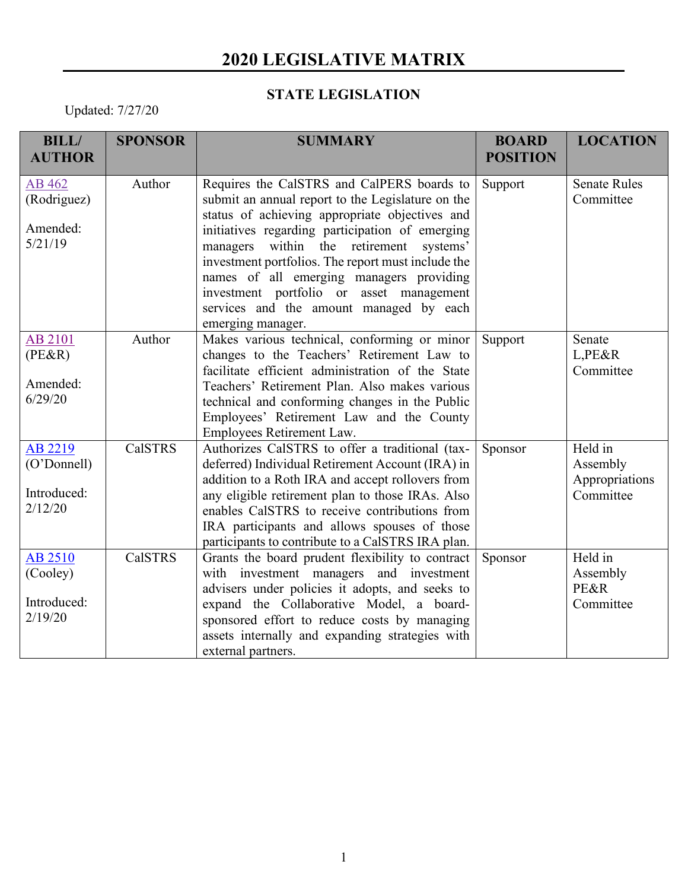# 2020 LEGISLATIVE MATRIX

## STATE LEGISLATION

Updated: 7/27/20

| BILL/ AUTHOR | SPONSOR | SUMMARY | BOARD POSITION | LOCATION |
|---|---|---|---|---|
| AB 462 (Rodriguez) Amended: 5/21/19 | Author | Requires the CalSTRS and CalPERS boards to submit an annual report to the Legislature on the status of achieving appropriate objectives and initiatives regarding participation of emerging managers within the retirement systems' investment portfolios. The report must include the names of all emerging managers providing investment portfolio or asset management services and the amount managed by each emerging manager. | Support | Senate Rules Committee |
| AB 2101 (PE&R) Amended: 6/29/20 | Author | Makes various technical, conforming or minor changes to the Teachers' Retirement Law to facilitate efficient administration of the State Teachers' Retirement Plan. Also makes various technical and conforming changes in the Public Employees' Retirement Law and the County Employees Retirement Law. | Support | Senate L,PE&R Committee |
| AB 2219 (O'Donnell) Introduced: 2/12/20 | CalSTRS | Authorizes CalSTRS to offer a traditional (tax-deferred) Individual Retirement Account (IRA) in addition to a Roth IRA and accept rollovers from any eligible retirement plan to those IRAs. Also enables CalSTRS to receive contributions from IRA participants and allows spouses of those participants to contribute to a CalSTRS IRA plan. | Sponsor | Held in Assembly Appropriations Committee |
| AB 2510 (Cooley) Introduced: 2/19/20 | CalSTRS | Grants the board prudent flexibility to contract with investment managers and investment advisers under policies it adopts, and seeks to expand the Collaborative Model, a board-sponsored effort to reduce costs by managing assets internally and expanding strategies with external partners. | Sponsor | Held in Assembly PE&R Committee |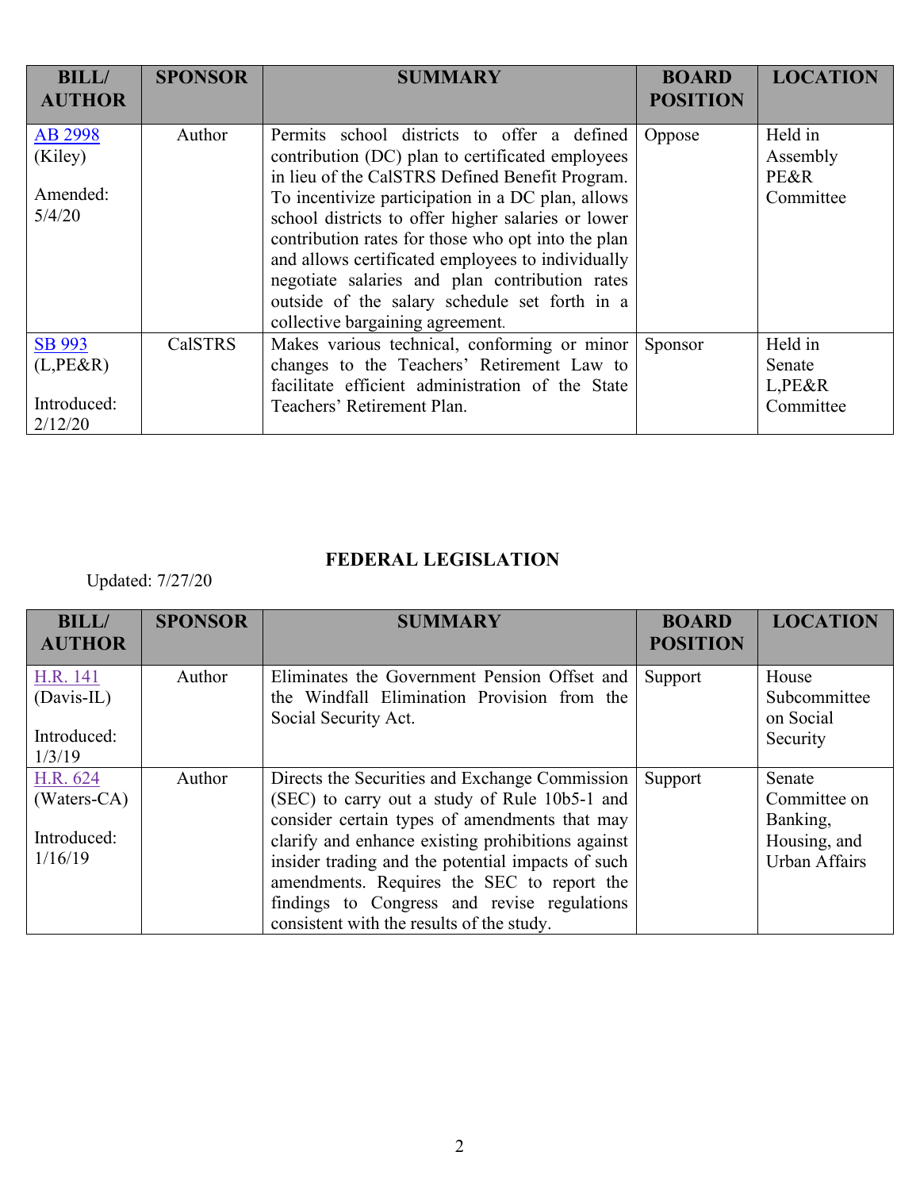| BILL/ AUTHOR | SPONSOR | SUMMARY | BOARD POSITION | LOCATION |
|---|---|---|---|---|
| AB 2998 (Kiley) Amended: 5/4/20 | Author | Permits school districts to offer a defined contribution (DC) plan to certificated employees in lieu of the CalSTRS Defined Benefit Program. To incentivize participation in a DC plan, allows school districts to offer higher salaries or lower contribution rates for those who opt into the plan and allows certificated employees to individually negotiate salaries and plan contribution rates outside of the salary schedule set forth in a collective bargaining agreement. | Oppose | Held in Assembly PE&R Committee |
| SB 993 (L,PE&R) Introduced: 2/12/20 | CalSTRS | Makes various technical, conforming or minor changes to the Teachers' Retirement Law to facilitate efficient administration of the State Teachers' Retirement Plan. | Sponsor | Held in Senate L,PE&R Committee |

## FEDERAL LEGISLATION

Updated: 7/27/20

| BILL/ AUTHOR | SPONSOR | SUMMARY | BOARD POSITION | LOCATION |
|---|---|---|---|---|
| H.R. 141 (Davis-IL) Introduced: 1/3/19 | Author | Eliminates the Government Pension Offset and the Windfall Elimination Provision from the Social Security Act. | Support | House Subcommittee on Social Security |
| H.R. 624 (Waters-CA) Introduced: 1/16/19 | Author | Directs the Securities and Exchange Commission (SEC) to carry out a study of Rule 10b5-1 and consider certain types of amendments that may clarify and enhance existing prohibitions against insider trading and the potential impacts of such amendments. Requires the SEC to report the findings to Congress and revise regulations consistent with the results of the study. | Support | Senate Committee on Banking, Housing, and Urban Affairs |